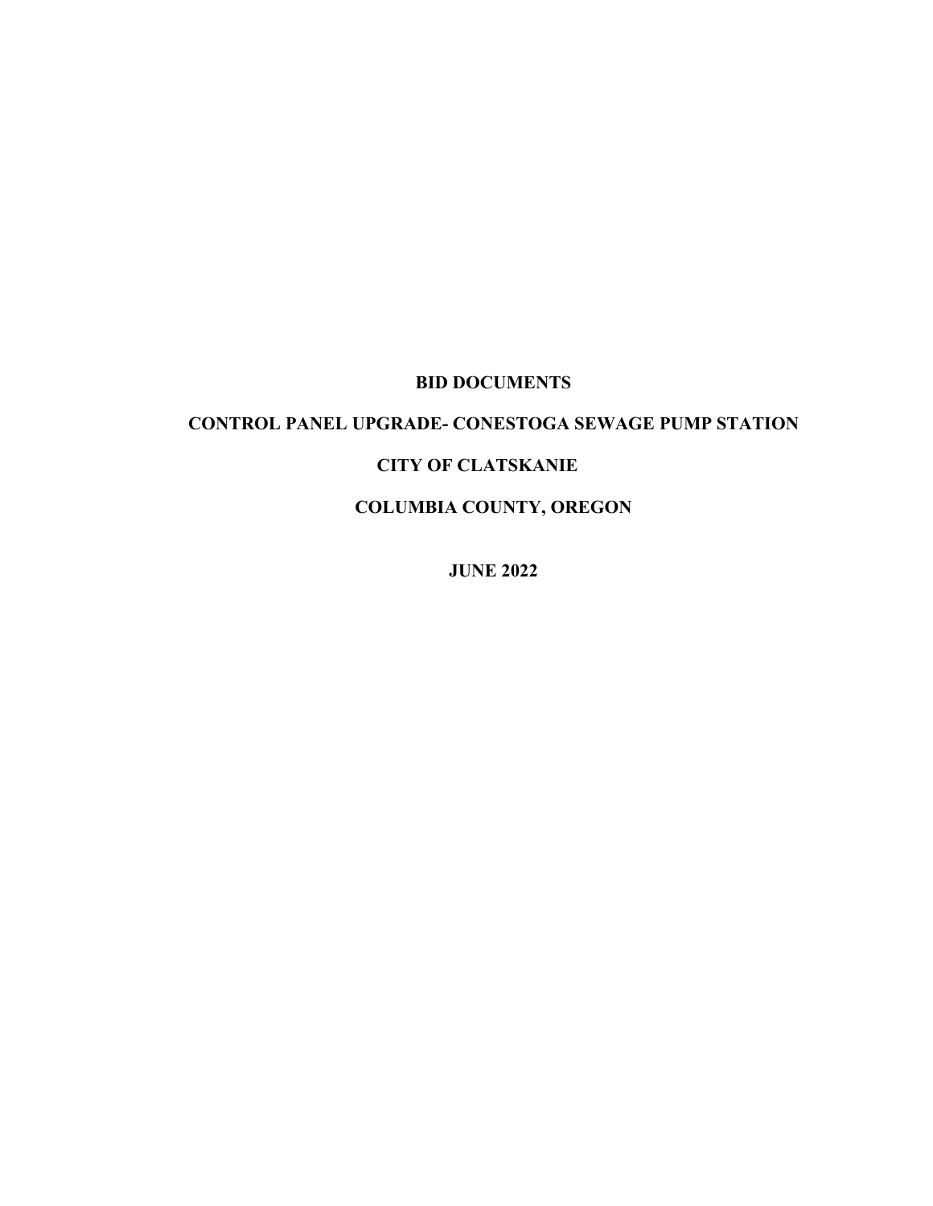# BID DOCUMENTS

## CONTROL PANEL UPGRADE- CONESTOGA SEWAGE PUMP STATION

## CITY OF CLATSKANIE

## COLUMBIA COUNTY, OREGON

**JUNE 2022**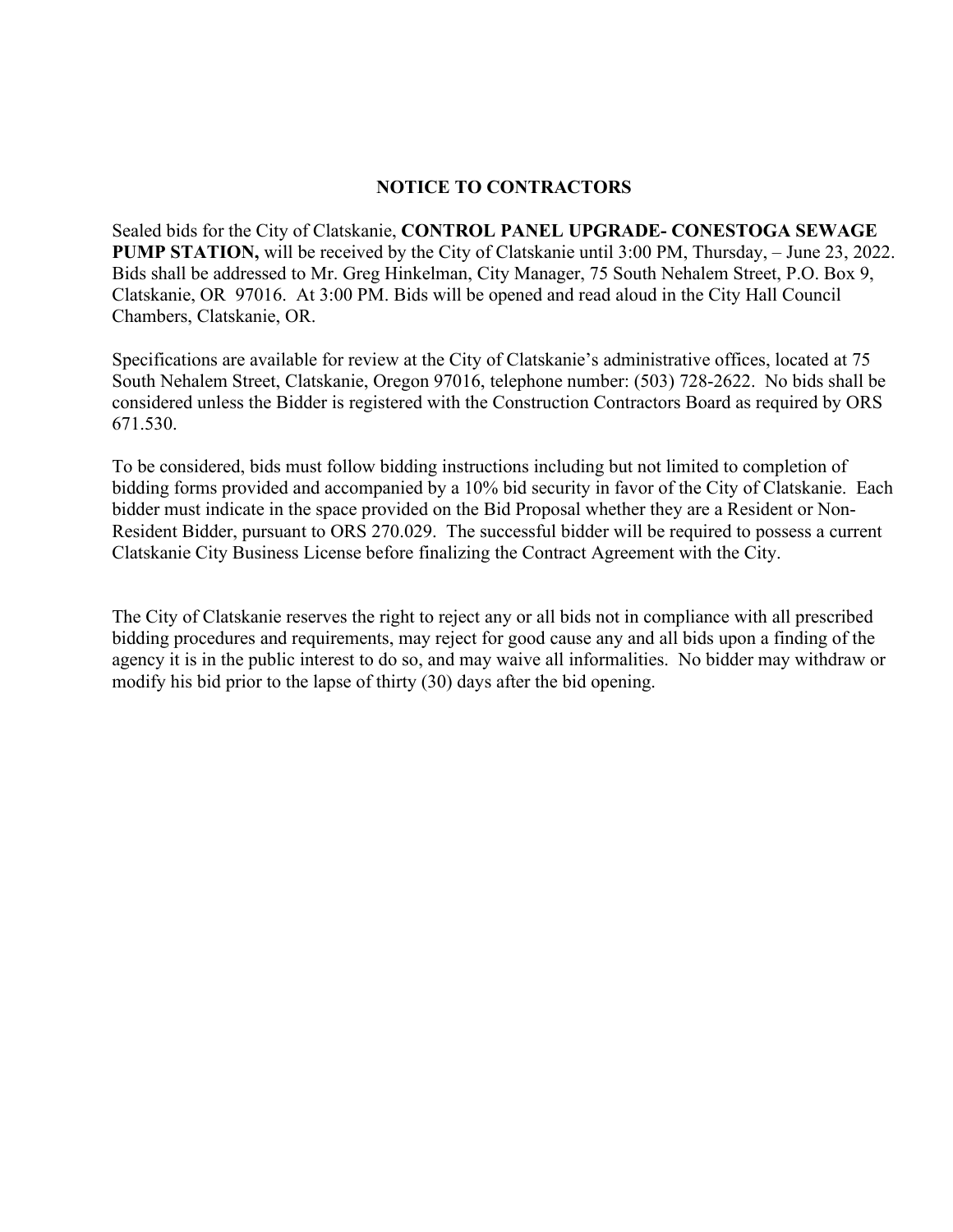# NOTICE TO CONTRACTORS

Sealed bids for the City of Clatskanie, **CONTROL PANEL UPGRADE- CONESTOGA SEWAGE PUMP STATION,** will be received by the City of Clatskanie until 3:00 PM, Thursday, – June 23, 2022. Bids shall be addressed to Mr. Greg Hinkelman, City Manager, 75 South Nehalem Street, P.O. Box 9, Clatskanie, OR 97016. At 3:00 PM. Bids will be opened and read aloud in the City Hall Council Chambers, Clatskanie, OR.

Specifications are available for review at the City of Clatskanie's administrative offices, located at 75 South Nehalem Street, Clatskanie, Oregon 97016, telephone number: (503) 728-2622. No bids shall be considered unless the Bidder is registered with the Construction Contractors Board as required by ORS 671.530.

To be considered, bids must follow bidding instructions including but not limited to completion of bidding forms provided and accompanied by a 10% bid security in favor of the City of Clatskanie. Each bidder must indicate in the space provided on the Bid Proposal whether they are a Resident or Non-Resident Bidder, pursuant to ORS 270.029. The successful bidder will be required to possess a current Clatskanie City Business License before finalizing the Contract Agreement with the City.

The City of Clatskanie reserves the right to reject any or all bids not in compliance with all prescribed bidding procedures and requirements, may reject for good cause any and all bids upon a finding of the agency it is in the public interest to do so, and may waive all informalities. No bidder may withdraw or modify his bid prior to the lapse of thirty (30) days after the bid opening.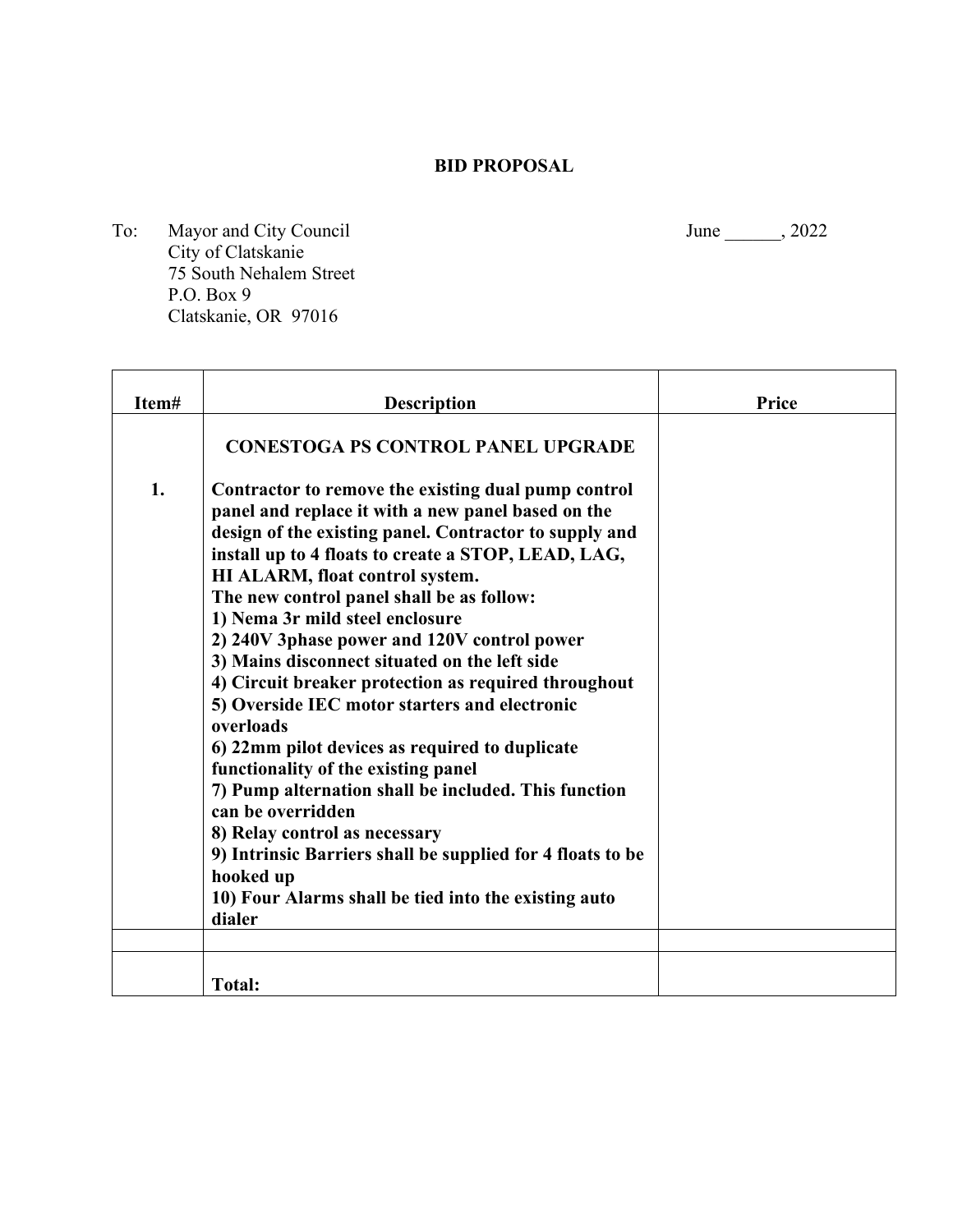# BID PROPOSAL

To: Mayor and City Council
City of Clatskanie
75 South Nehalem Street
P.O. Box 9
Clatskanie, OR 97016

June ______, 2022

| Item# | Description | Price |
|---|---|---|
| 1. | **CONESTOGA PS CONTROL PANEL UPGRADE**<br><br>**Contractor to remove the existing dual pump control panel and replace it with a new panel based on the design of the existing panel. Contractor to supply and install up to 4 floats to create a STOP, LEAD, LAG, HI ALARM, float control system.**<br>**The new control panel shall be as follow:**<br>**1) Nema 3r mild steel enclosure**<br>**2) 240V 3phase power and 120V control power**<br>**3) Mains disconnect situated on the left side**<br>**4) Circuit breaker protection as required throughout**<br>**5) Overside IEC motor starters and electronic overloads**<br>**6) 22mm pilot devices as required to duplicate functionality of the existing panel**<br>**7) Pump alternation shall be included. This function can be overridden**<br>**8) Relay control as necessary**<br>**9) Intrinsic Barriers shall be supplied for 4 floats to be hooked up**<br>**10) Four Alarms shall be tied into the existing auto dialer** | |
| | | |
| | **Total:** | |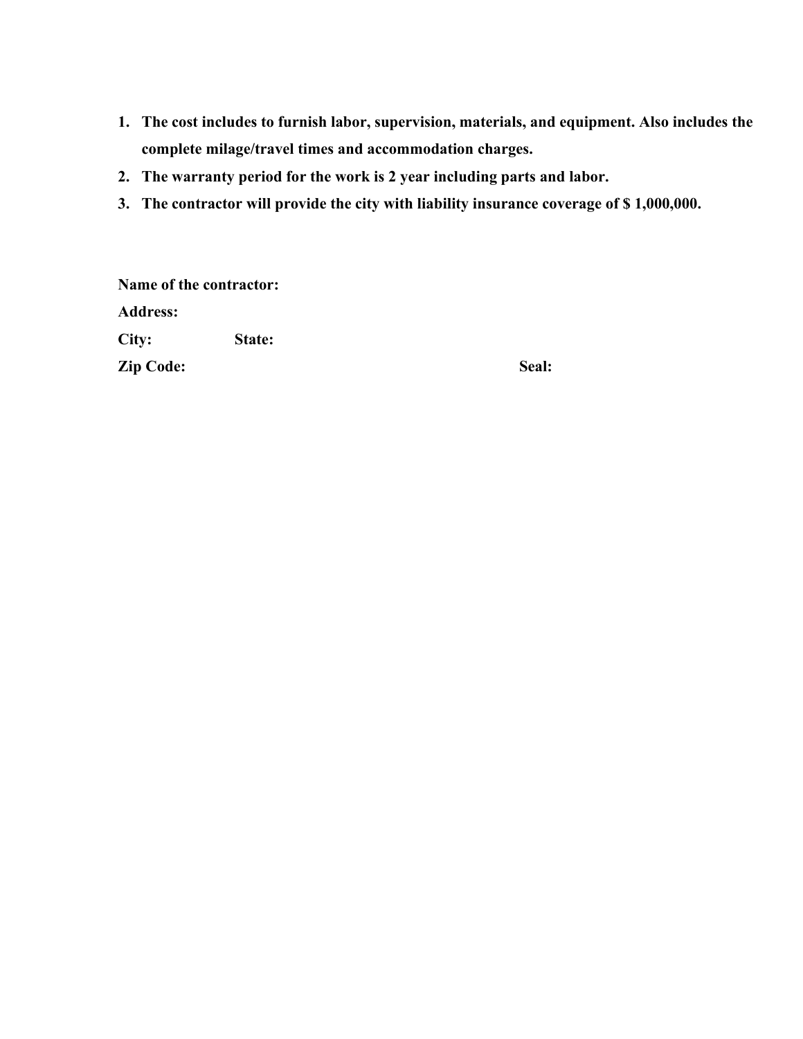1. **The cost includes to furnish labor, supervision, materials, and equipment. Also includes the complete milage/travel times and accommodation charges.**
2. **The warranty period for the work is 2 year including parts and labor.**
3. **The contractor will provide the city with liability insurance coverage of $ 1,000,000.**

**Name of the contractor:**

**Address:**

**City: State:**

**Zip Code: Seal:**